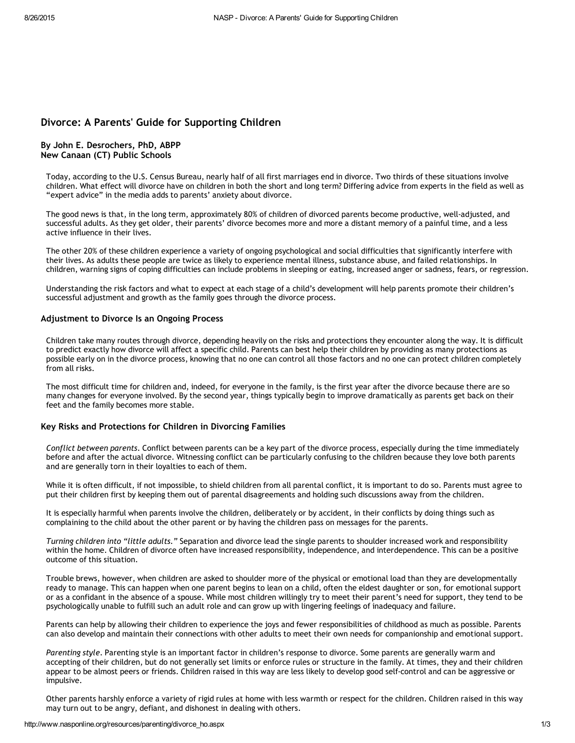# Divorce: A Parents' Guide for Supporting Children

**By John E. Desrochers, PhD, ABPP**
**New Canaan (CT) Public Schools**

Today, according to the U.S. Census Bureau, nearly half of all first marriages end in divorce. Two thirds of these situations involve children. What effect will divorce have on children in both the short and long term? Differing advice from experts in the field as well as "expert advice" in the media adds to parents' anxiety about divorce.

The good news is that, in the long term, approximately 80% of children of divorced parents become productive, well-adjusted, and successful adults. As they get older, their parents' divorce becomes more and more a distant memory of a painful time, and a less active influence in their lives.

The other 20% of these children experience a variety of ongoing psychological and social difficulties that significantly interfere with their lives. As adults these people are twice as likely to experience mental illness, substance abuse, and failed relationships. In children, warning signs of coping difficulties can include problems in sleeping or eating, increased anger or sadness, fears, or regression.

Understanding the risk factors and what to expect at each stage of a child's development will help parents promote their children's successful adjustment and growth as the family goes through the divorce process.

## Adjustment to Divorce Is an Ongoing Process

Children take many routes through divorce, depending heavily on the risks and protections they encounter along the way. It is difficult to predict exactly how divorce will affect a specific child. Parents can best help their children by providing as many protections as possible early on in the divorce process, knowing that no one can control all those factors and no one can protect children completely from all risks.

The most difficult time for children and, indeed, for everyone in the family, is the first year after the divorce because there are so many changes for everyone involved. By the second year, things typically begin to improve dramatically as parents get back on their feet and the family becomes more stable.

## Key Risks and Protections for Children in Divorcing Families

*Conflict between parents.* Conflict between parents can be a key part of the divorce process, especially during the time immediately before and after the actual divorce. Witnessing conflict can be particularly confusing to the children because they love both parents and are generally torn in their loyalties to each of them.

While it is often difficult, if not impossible, to shield children from all parental conflict, it is important to do so. Parents must agree to put their children first by keeping them out of parental disagreements and holding such discussions away from the children.

It is especially harmful when parents involve the children, deliberately or by accident, in their conflicts by doing things such as complaining to the child about the other parent or by having the children pass on messages for the parents.

*Turning children into "little adults."* Separation and divorce lead the single parents to shoulder increased work and responsibility within the home. Children of divorce often have increased responsibility, independence, and interdependence. This can be a positive outcome of this situation.

Trouble brews, however, when children are asked to shoulder more of the physical or emotional load than they are developmentally ready to manage. This can happen when one parent begins to lean on a child, often the eldest daughter or son, for emotional support or as a confidant in the absence of a spouse. While most children willingly try to meet their parent's need for support, they tend to be psychologically unable to fulfill such an adult role and can grow up with lingering feelings of inadequacy and failure.

Parents can help by allowing their children to experience the joys and fewer responsibilities of childhood as much as possible. Parents can also develop and maintain their connections with other adults to meet their own needs for companionship and emotional support.

*Parenting style*. Parenting style is an important factor in children's response to divorce. Some parents are generally warm and accepting of their children, but do not generally set limits or enforce rules or structure in the family. At times, they and their children appear to be almost peers or friends. Children raised in this way are less likely to develop good self-control and can be aggressive or impulsive.

Other parents harshly enforce a variety of rigid rules at home with less warmth or respect for the children. Children raised in this way may turn out to be angry, defiant, and dishonest in dealing with others.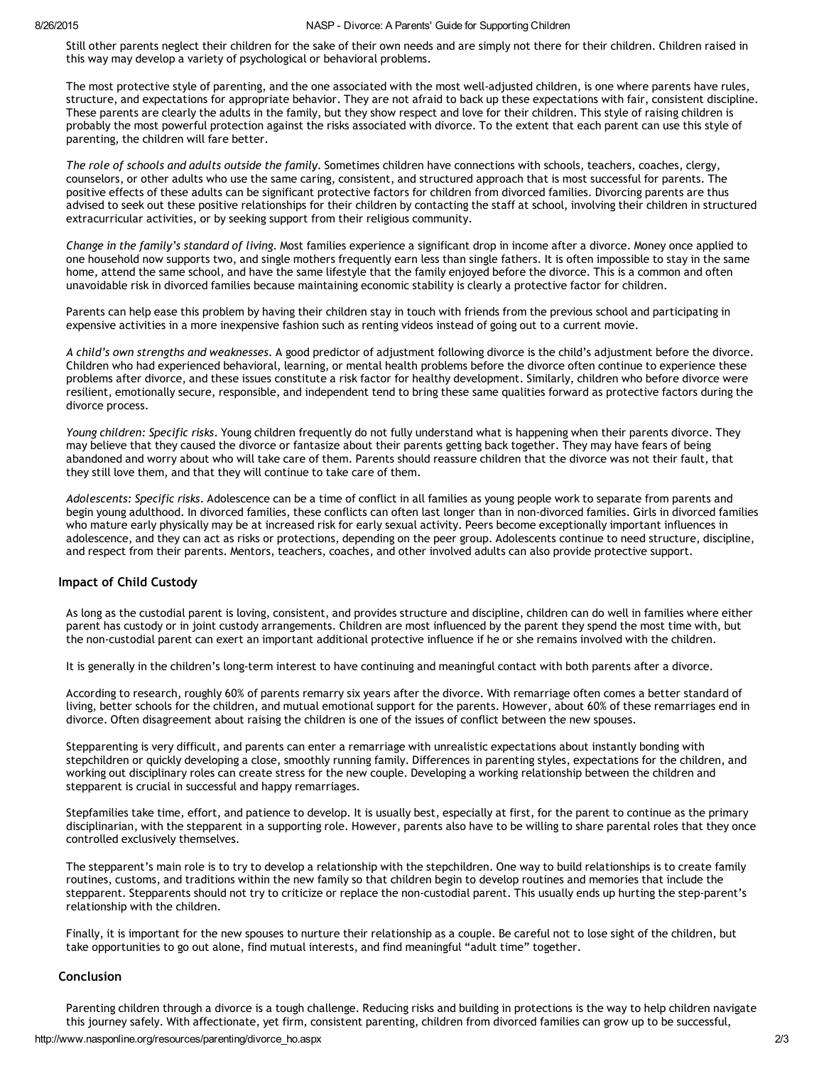Still other parents neglect their children for the sake of their own needs and are simply not there for their children. Children raised in this way may develop a variety of psychological or behavioral problems.

The most protective style of parenting, and the one associated with the most well-adjusted children, is one where parents have rules, structure, and expectations for appropriate behavior. They are not afraid to back up these expectations with fair, consistent discipline. These parents are clearly the adults in the family, but they show respect and love for their children. This style of raising children is probably the most powerful protection against the risks associated with divorce. To the extent that each parent can use this style of parenting, the children will fare better.

*The role of schools and adults outside the family*. Sometimes children have connections with schools, teachers, coaches, clergy, counselors, or other adults who use the same caring, consistent, and structured approach that is most successful for parents. The positive effects of these adults can be significant protective factors for children from divorced families. Divorcing parents are thus advised to seek out these positive relationships for their children by contacting the staff at school, involving their children in structured extracurricular activities, or by seeking support from their religious community.

*Change in the family's standard of living*. Most families experience a significant drop in income after a divorce. Money once applied to one household now supports two, and single mothers frequently earn less than single fathers. It is often impossible to stay in the same home, attend the same school, and have the same lifestyle that the family enjoyed before the divorce. This is a common and often unavoidable risk in divorced families because maintaining economic stability is clearly a protective factor for children.

Parents can help ease this problem by having their children stay in touch with friends from the previous school and participating in expensive activities in a more inexpensive fashion such as renting videos instead of going out to a current movie.

*A child's own strengths and weaknesses*. A good predictor of adjustment following divorce is the child's adjustment before the divorce. Children who had experienced behavioral, learning, or mental health problems before the divorce often continue to experience these problems after divorce, and these issues constitute a risk factor for healthy development. Similarly, children who before divorce were resilient, emotionally secure, responsible, and independent tend to bring these same qualities forward as protective factors during the divorce process.

*Young children: Specific risks*. Young children frequently do not fully understand what is happening when their parents divorce. They may believe that they caused the divorce or fantasize about their parents getting back together. They may have fears of being abandoned and worry about who will take care of them. Parents should reassure children that the divorce was not their fault, that they still love them, and that they will continue to take care of them.

*Adolescents: Specific risks*. Adolescence can be a time of conflict in all families as young people work to separate from parents and begin young adulthood. In divorced families, these conflicts can often last longer than in non-divorced families. Girls in divorced families who mature early physically may be at increased risk for early sexual activity. Peers become exceptionally important influences in adolescence, and they can act as risks or protections, depending on the peer group. Adolescents continue to need structure, discipline, and respect from their parents. Mentors, teachers, coaches, and other involved adults can also provide protective support.

## Impact of Child Custody

As long as the custodial parent is loving, consistent, and provides structure and discipline, children can do well in families where either parent has custody or in joint custody arrangements. Children are most influenced by the parent they spend the most time with, but the non-custodial parent can exert an important additional protective influence if he or she remains involved with the children.

It is generally in the children's long-term interest to have continuing and meaningful contact with both parents after a divorce.

According to research, roughly 60% of parents remarry six years after the divorce. With remarriage often comes a better standard of living, better schools for the children, and mutual emotional support for the parents. However, about 60% of these remarriages end in divorce. Often disagreement about raising the children is one of the issues of conflict between the new spouses.

Stepparenting is very difficult, and parents can enter a remarriage with unrealistic expectations about instantly bonding with stepchildren or quickly developing a close, smoothly running family. Differences in parenting styles, expectations for the children, and working out disciplinary roles can create stress for the new couple. Developing a working relationship between the children and stepparent is crucial in successful and happy remarriages.

Stepfamilies take time, effort, and patience to develop. It is usually best, especially at first, for the parent to continue as the primary disciplinarian, with the stepparent in a supporting role. However, parents also have to be willing to share parental roles that they once controlled exclusively themselves.

The stepparent's main role is to try to develop a relationship with the stepchildren. One way to build relationships is to create family routines, customs, and traditions within the new family so that children begin to develop routines and memories that include the stepparent. Stepparents should not try to criticize or replace the non-custodial parent. This usually ends up hurting the step-parent's relationship with the children.

Finally, it is important for the new spouses to nurture their relationship as a couple. Be careful not to lose sight of the children, but take opportunities to go out alone, find mutual interests, and find meaningful "adult time" together.

## Conclusion

Parenting children through a divorce is a tough challenge. Reducing risks and building in protections is the way to help children navigate this journey safely. With affectionate, yet firm, consistent parenting, children from divorced families can grow up to be successful,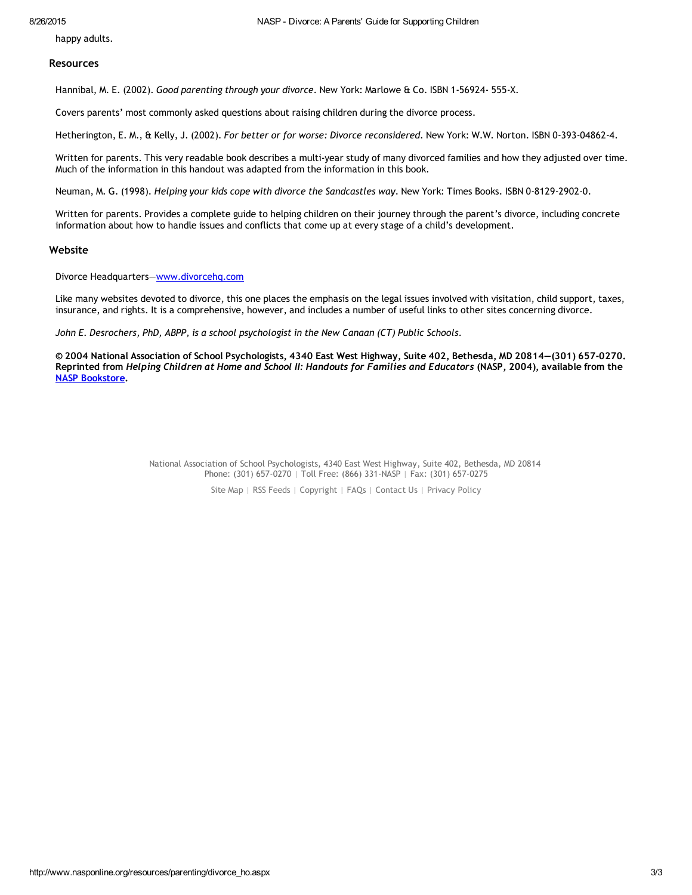happy adults.

### Resources

Hannibal, M. E. (2002). *Good parenting through your divorce*. New York: Marlowe & Co. ISBN 1-56924- 555-X.

Covers parents' most commonly asked questions about raising children during the divorce process.

Hetherington, E. M., & Kelly, J. (2002). *For better or for worse: Divorce reconsidered*. New York: W.W. Norton. ISBN 0-393-04862-4.

Written for parents. This very readable book describes a multi-year study of many divorced families and how they adjusted over time. Much of the information in this handout was adapted from the information in this book.

Neuman, M. G. (1998). *Helping your kids cope with divorce the Sandcastles way*. New York: Times Books. ISBN 0-8129-2902-0.

Written for parents. Provides a complete guide to helping children on their journey through the parent's divorce, including concrete information about how to handle issues and conflicts that come up at every stage of a child's development.

### Website

Divorce Headquarters—www.divorcehq.com

Like many websites devoted to divorce, this one places the emphasis on the legal issues involved with visitation, child support, taxes, insurance, and rights. It is a comprehensive, however, and includes a number of useful links to other sites concerning divorce.

*John E. Desrochers, PhD, ABPP, is a school psychologist in the New Canaan (CT) Public Schools.*

**© 2004 National Association of School Psychologists, 4340 East West Highway, Suite 402, Bethesda, MD 20814—(301) 657-0270. Reprinted from *Helping Children at Home and School II: Handouts for Families and Educators* (NASP, 2004), available from the NASP Bookstore.**

National Association of School Psychologists, 4340 East West Highway, Suite 402, Bethesda, MD 20814
Phone: (301) 657-0270 | Toll Free: (866) 331-NASP | Fax: (301) 657-0275

Site Map | RSS Feeds | Copyright | FAQs | Contact Us | Privacy Policy